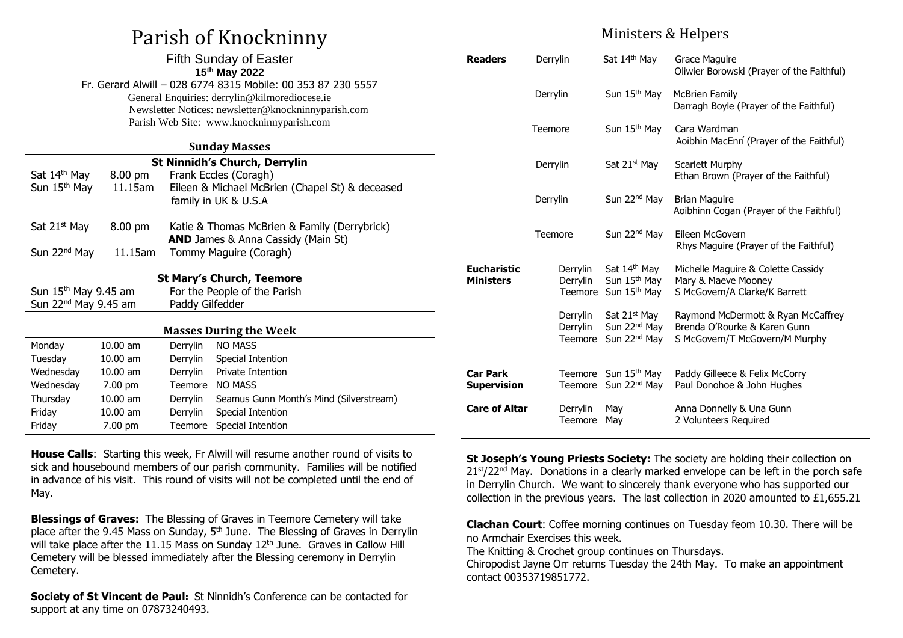# Parish of Knockninny

Fifth Sunday of Easter
**15th May 2022**
Fr. Gerard Alwill – 028 6774 8315 Mobile: 00 353 87 230 5557
General Enquiries: derrylin@kilmorediocese.ie
Newsletter Notices: newsletter@knockninnyparish.com
Parish Web Site: www.knockninnyparish.com

## Sunday Masses

**St Ninnidh's Church, Derrylin**

| | | |
|---|---|---|
| Sat 14th May | 8.00 pm | Frank Eccles (Coragh) |
| Sun 15th May | 11.15am | Eileen & Michael McBrien (Chapel St) & deceased family in UK & U.S.A |
| Sat 21st May | 8.00 pm | Katie & Thomas McBrien & Family (Derrybrick) **AND** James & Anna Cassidy (Main St) |
| Sun 22nd May | 11.15am | Tommy Maguire (Coragh) |

**St Mary's Church, Teemore**

| | |
|---|---|
| Sun 15th May 9.45 am | For the People of the Parish |
| Sun 22nd May 9.45 am | Paddy Gilfedder |

## Masses During the Week

| | | | |
|---|---|---|---|
| Monday | 10.00 am | Derrylin | NO MASS |
| Tuesday | 10.00 am | Derrylin | Special Intention |
| Wednesday | 10.00 am | Derrylin | Private Intention |
| Wednesday | 7.00 pm | Teemore | NO MASS |
| Thursday | 10.00 am | Derrylin | Seamus Gunn Month's Mind (Silverstream) |
| Friday | 10.00 am | Derrylin | Special Intention |
| Friday | 7.00 pm | Teemore | Special Intention |

**House Calls**: Starting this week, Fr Alwill will resume another round of visits to sick and housebound members of our parish community. Families will be notified in advance of his visit. This round of visits will not be completed until the end of May.

**Blessings of Graves:** The Blessing of Graves in Teemore Cemetery will take place after the 9.45 Mass on Sunday, 5th June. The Blessing of Graves in Derrylin will take place after the 11.15 Mass on Sunday 12th June. Graves in Callow Hill Cemetery will be blessed immediately after the Blessing ceremony in Derrylin Cemetery.

**Society of St Vincent de Paul:** St Ninnidh's Conference can be contacted for support at any time on 07873240493.

## Ministers & Helpers

| | | | |
|---|---|---|---|
| **Readers** | Derrylin | Sat 14th May | Grace Maguire<br>Oliwier Borowski (Prayer of the Faithful) |
| | Derrylin | Sun 15th May | McBrien Family<br>Darragh Boyle (Prayer of the Faithful) |
| | Teemore | Sun 15th May | Cara Wardman<br>Aoibhin MacEnrí (Prayer of the Faithful) |
| | Derrylin | Sat 21st May | Scarlett Murphy<br>Ethan Brown (Prayer of the Faithful) |
| | Derrylin | Sun 22nd May | Brian Maguire<br>Aoibhinn Cogan (Prayer of the Faithful) |
| | Teemore | Sun 22nd May | Eileen McGovern<br>Rhys Maguire (Prayer of the Faithful) |
| **Eucharistic Ministers** | Derrylin | Sat 14th May | Michelle Maguire & Colette Cassidy |
| | Derrylin | Sun 15th May | Mary & Maeve Mooney |
| | Teemore | Sun 15th May | S McGovern/A Clarke/K Barrett |
| | Derrylin | Sat 21st May | Raymond McDermott & Ryan McCaffrey |
| | Derrylin | Sun 22nd May | Brenda O'Rourke & Karen Gunn |
| | Teemore | Sun 22nd May | S McGovern/T McGovern/M Murphy |
| **Car Park Supervision** | Teemore | Sun 15th May | Paddy Gilleece & Felix McCorry |
| | Teemore | Sun 22nd May | Paul Donohoe & John Hughes |
| **Care of Altar** | Derrylin | May | Anna Donnelly & Una Gunn |
| | Teemore | May | 2 Volunteers Required |

**St Joseph's Young Priests Society:** The society are holding their collection on 21st/22nd May. Donations in a clearly marked envelope can be left in the porch safe in Derrylin Church. We want to sincerely thank everyone who has supported our collection in the previous years. The last collection in 2020 amounted to £1,655.21

**Clachan Court**: Coffee morning continues on Tuesday feom 10.30. There will be no Armchair Exercises this week.

The Knitting & Crochet group continues on Thursdays.

Chiropodist Jayne Orr returns Tuesday the 24th May. To make an appointment contact 00353719851772.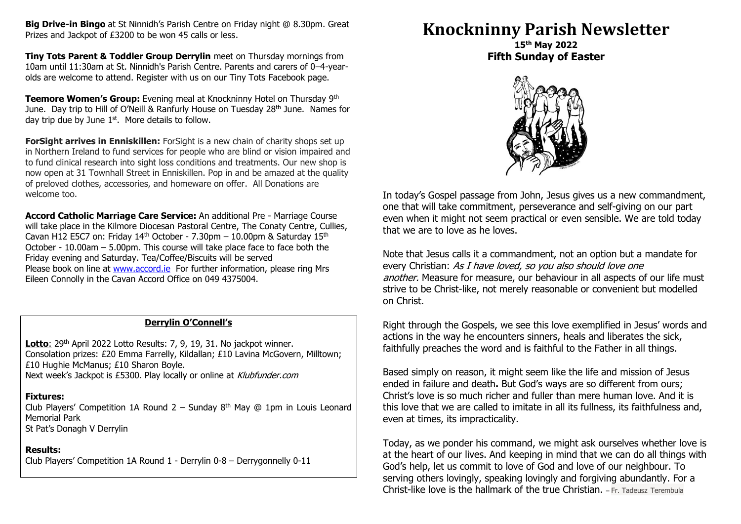**Big Drive-in Bingo** at St Ninnidh's Parish Centre on Friday night @ 8.30pm. Great Prizes and Jackpot of £3200 to be won 45 calls or less.

**Tiny Tots Parent & Toddler Group Derrylin** meet on Thursday mornings from 10am until 11:30am at St. Ninnidh's Parish Centre. Parents and carers of 0–4-year-olds are welcome to attend. Register with us on our Tiny Tots Facebook page.

**Teemore Women's Group:** Evening meal at Knockninny Hotel on Thursday 9th June. Day trip to Hill of O'Neill & Ranfurly House on Tuesday 28th June. Names for day trip due by June 1st. More details to follow.

**ForSight arrives in Enniskillen:** ForSight is a new chain of charity shops set up in Northern Ireland to fund services for people who are blind or vision impaired and to fund clinical research into sight loss conditions and treatments. Our new shop is now open at 31 Townhall Street in Enniskillen. Pop in and be amazed at the quality of preloved clothes, accessories, and homeware on offer. All Donations are welcome too.

**Accord Catholic Marriage Care Service:** An additional Pre - Marriage Course will take place in the Kilmore Diocesan Pastoral Centre, The Conaty Centre, Cullies, Cavan H12 E5C7 on: Friday 14th October - 7.30pm – 10.00pm & Saturday 15th October - 10.00am – 5.00pm. This course will take place face to face both the Friday evening and Saturday. Tea/Coffee/Biscuits will be served
Please book on line at www.accord.ie For further information, please ring Mrs Eileen Connolly in the Cavan Accord Office on 049 4375004.

## Derrylin O'Connell's

**Lotto**: 29th April 2022 Lotto Results: 7, 9, 19, 31. No jackpot winner.
Consolation prizes: £20 Emma Farrelly, Kildallan; £10 Lavina McGovern, Milltown; £10 Hughie McManus; £10 Sharon Boyle.
Next week's Jackpot is £5300. Play locally or online at *Klubfunder.com*

**Fixtures:**
Club Players' Competition 1A Round 2 – Sunday 8th May @ 1pm in Louis Leonard Memorial Park
St Pat's Donagh V Derrylin

**Results:**
Club Players' Competition 1A Round 1 - Derrylin 0-8 – Derrygonnelly 0-11

# Knockninny Parish Newsletter

**15th May 2022**
**Fifth Sunday of Easter**

In today's Gospel passage from John, Jesus gives us a new commandment, one that will take commitment, perseverance and self-giving on our part even when it might not seem practical or even sensible. We are told today that we are to love as he loves.

Note that Jesus calls it a commandment, not an option but a mandate for every Christian: *As I have loved, so you also should love one another.* Measure for measure, our behaviour in all aspects of our life must strive to be Christ-like, not merely reasonable or convenient but modelled on Christ.

Right through the Gospels, we see this love exemplified in Jesus' words and actions in the way he encounters sinners, heals and liberates the sick, faithfully preaches the word and is faithful to the Father in all things.

Based simply on reason, it might seem like the life and mission of Jesus ended in failure and death**.** But God's ways are so different from ours; Christ's love is so much richer and fuller than mere human love. And it is this love that we are called to imitate in all its fullness, its faithfulness and, even at times, its impracticality.

Today, as we ponder his command, we might ask ourselves whether love is at the heart of our lives. And keeping in mind that we can do all things with God's help, let us commit to love of God and love of our neighbour. To serving others lovingly, speaking lovingly and forgiving abundantly. For a Christ-like love is the hallmark of the true Christian. – Fr. Tadeusz Terembula